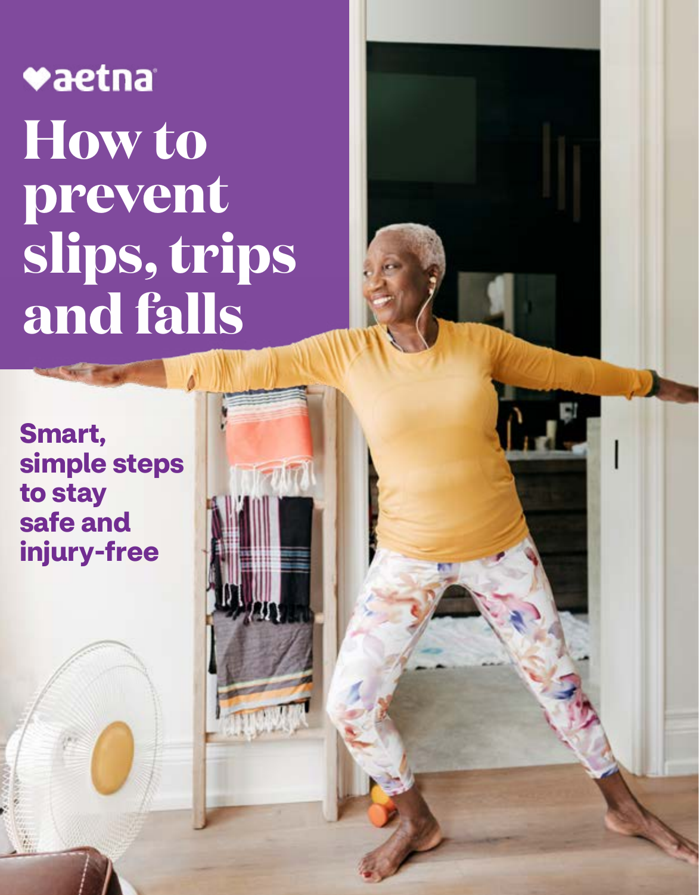aetna

# How to prevent slips, trips and falls

**Smart, simple steps to stay safe and injury-free**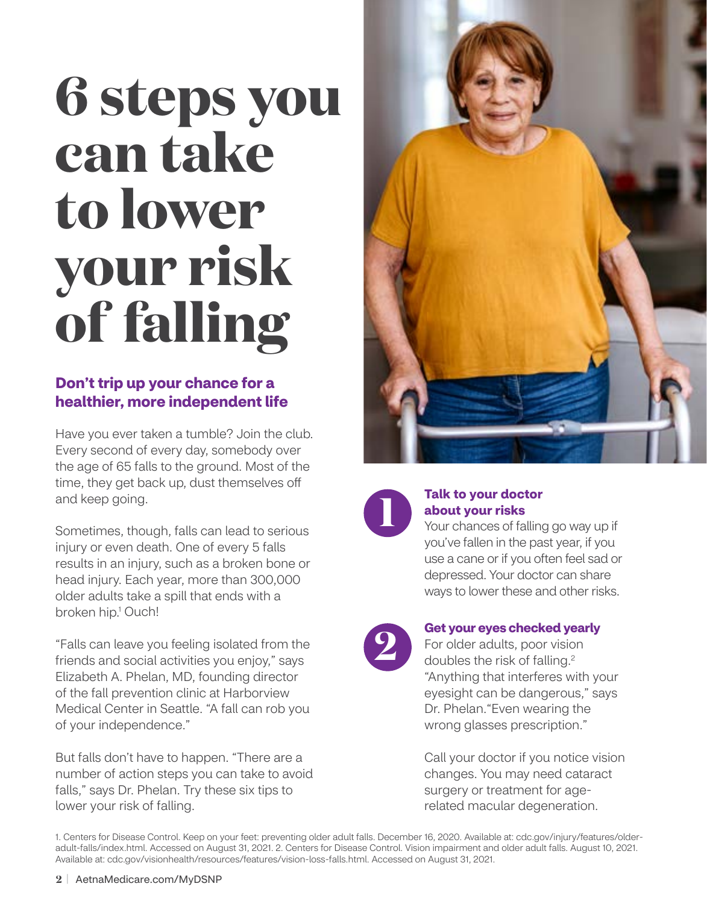# 6 steps you can take to lower your risk of falling

## Don't trip up your chance for a healthier, more independent life

Have you ever taken a tumble? Join the club. Every second of every day, somebody over the age of 65 falls to the ground. Most of the time, they get back up, dust themselves off and keep going.

Sometimes, though, falls can lead to serious injury or even death. One of every 5 falls results in an injury, such as a broken bone or head injury. Each year, more than 300,000 older adults take a spill that ends with a broken hip.[1] Ouch!

"Falls can leave you feeling isolated from the friends and social activities you enjoy," says Elizabeth A. Phelan, MD, founding director of the fall prevention clinic at Harborview Medical Center in Seattle. "A fall can rob you of your independence."

But falls don't have to happen. "There are a number of action steps you can take to avoid falls," says Dr. Phelan. Try these six tips to lower your risk of falling.

### 1 Talk to your doctor about your risks

Your chances of falling go way up if you've fallen in the past year, if you use a cane or if you often feel sad or depressed. Your doctor can share ways to lower these and other risks.

### 2 Get your eyes checked yearly

For older adults, poor vision doubles the risk of falling.[2] "Anything that interferes with your eyesight can be dangerous," says Dr. Phelan. "Even wearing the wrong glasses prescription."

Call your doctor if you notice vision changes. You may need cataract surgery or treatment for age-related macular degeneration.

1. Centers for Disease Control. Keep on your feet: preventing older adult falls. December 16, 2020. Available at: cdc.gov/injury/features/older-adult-falls/index.html. Accessed on August 31, 2021. 2. Centers for Disease Control. Vision impairment and older adult falls. August 10, 2021. Available at: cdc.gov/visionhealth/resources/features/vision-loss-falls.html. Accessed on August 31, 2021.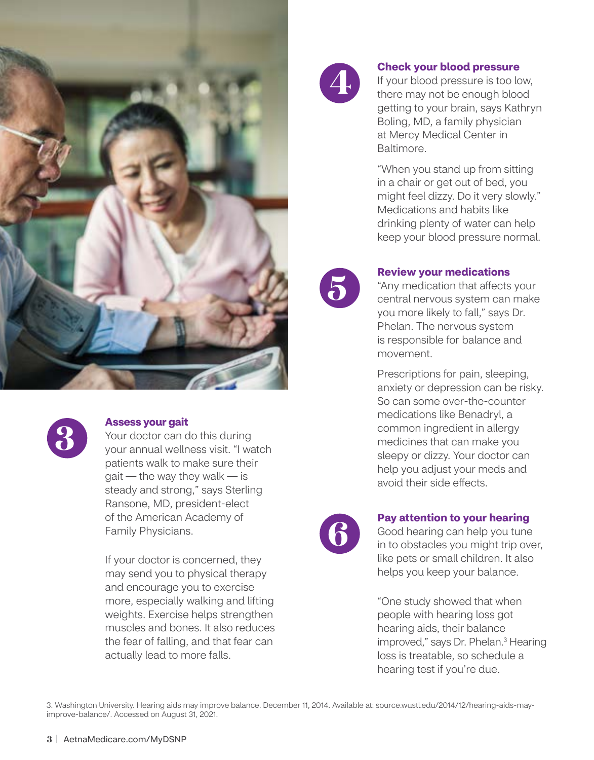### 3 Assess your gait

Your doctor can do this during your annual wellness visit. "I watch patients walk to make sure their gait — the way they walk — is steady and strong," says Sterling Ransone, MD, president-elect of the American Academy of Family Physicians.

If your doctor is concerned, they may send you to physical therapy and encourage you to exercise more, especially walking and lifting weights. Exercise helps strengthen muscles and bones. It also reduces the fear of falling, and that fear can actually lead to more falls.

### 4 Check your blood pressure

If your blood pressure is too low, there may not be enough blood getting to your brain, says Kathryn Boling, MD, a family physician at Mercy Medical Center in Baltimore.

"When you stand up from sitting in a chair or get out of bed, you might feel dizzy. Do it very slowly." Medications and habits like drinking plenty of water can help keep your blood pressure normal.

### 5 Review your medications

"Any medication that affects your central nervous system can make you more likely to fall," says Dr. Phelan. The nervous system is responsible for balance and movement.

Prescriptions for pain, sleeping, anxiety or depression can be risky. So can some over-the-counter medications like Benadryl, a common ingredient in allergy medicines that can make you sleepy or dizzy. Your doctor can help you adjust your meds and avoid their side effects.

### 6 Pay attention to your hearing

Good hearing can help you tune in to obstacles you might trip over, like pets or small children. It also helps you keep your balance.

"One study showed that when people with hearing loss got hearing aids, their balance improved," says Dr. Phelan.[3] Hearing loss is treatable, so schedule a hearing test if you're due.

3. Washington University. Hearing aids may improve balance. December 11, 2014. Available at: source.wustl.edu/2014/12/hearing-aids-may-improve-balance/. Accessed on August 31, 2021.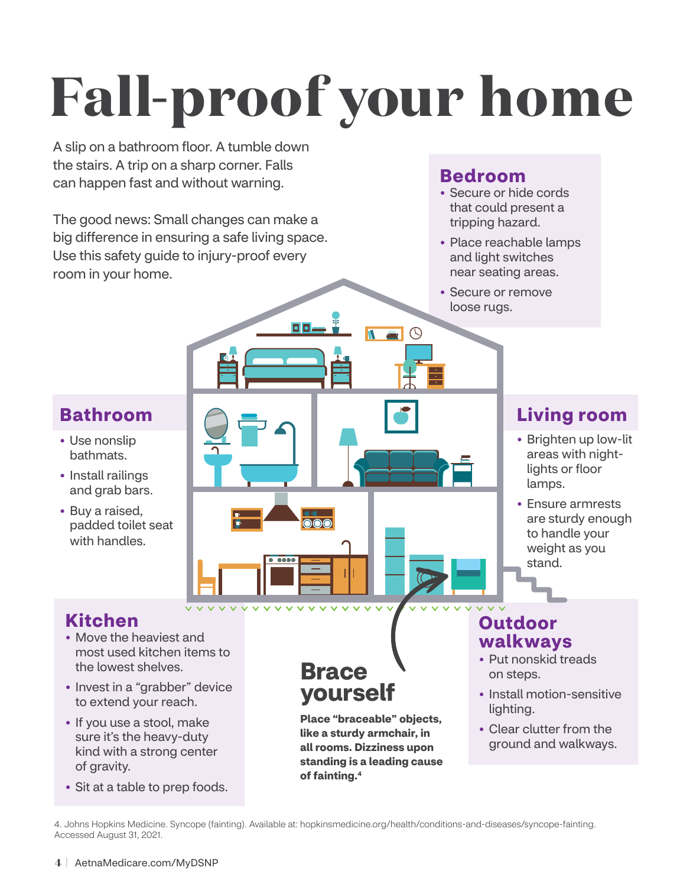# Fall-proof your home

A slip on a bathroom floor. A tumble down the stairs. A trip on a sharp corner. Falls can happen fast and without warning.

The good news: Small changes can make a big difference in ensuring a safe living space. Use this safety guide to injury-proof every room in your home.

## Bedroom

- Secure or hide cords that could present a tripping hazard.
- Place reachable lamps and light switches near seating areas.
- Secure or remove loose rugs.

## Bathroom

- Use nonslip bathmats.
- Install railings and grab bars.
- Buy a raised, padded toilet seat with handles.

## Living room

- Brighten up low-lit areas with night-lights or floor lamps.
- Ensure armrests are sturdy enough to handle your weight as you stand.

## Kitchen

- Move the heaviest and most used kitchen items to the lowest shelves.
- Invest in a "grabber" device to extend your reach.
- If you use a stool, make sure it's the heavy-duty kind with a strong center of gravity.
- Sit at a table to prep foods.

## Brace yourself

**Place "braceable" objects, like a sturdy armchair, in all rooms. Dizziness upon standing is a leading cause of fainting.[4]**

## Outdoor walkways

- Put nonskid treads on steps.
- Install motion-sensitive lighting.
- Clear clutter from the ground and walkways.

4. Johns Hopkins Medicine. Syncope (fainting). Available at: hopkinsmedicine.org/health/conditions-and-diseases/syncope-fainting. Accessed August 31, 2021.

AetnaMedicare.com/MyDSNP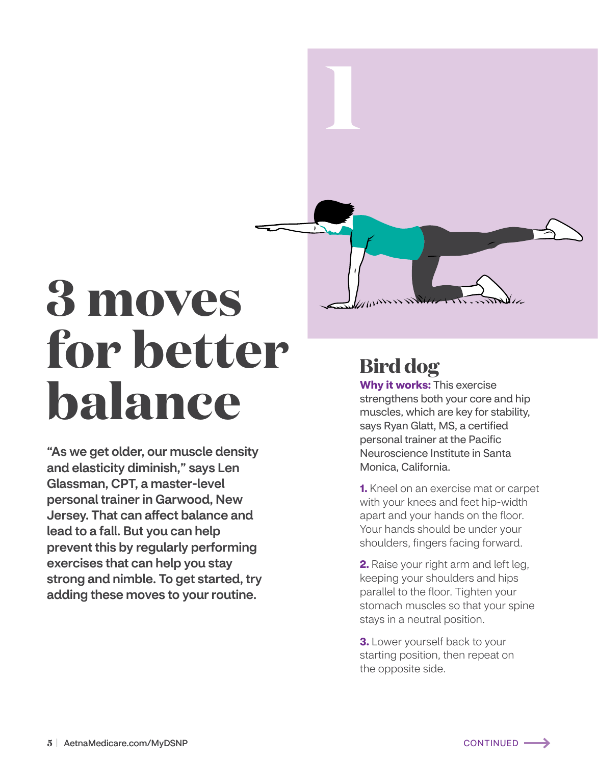# 3 moves for better balance

**"As we get older, our muscle density and elasticity diminish," says Len Glassman, CPT, a master-level personal trainer in Garwood, New Jersey. That can affect balance and lead to a fall. But you can help prevent this by regularly performing exercises that can help you stay strong and nimble. To get started, try adding these moves to your routine.**

1

## Bird dog

**Why it works:** This exercise strengthens both your core and hip muscles, which are key for stability, says Ryan Glatt, MS, a certified personal trainer at the Pacific Neuroscience Institute in Santa Monica, California.

**1.** Kneel on an exercise mat or carpet with your knees and feet hip-width apart and your hands on the floor. Your hands should be under your shoulders, fingers facing forward.

**2.** Raise your right arm and left leg, keeping your shoulders and hips parallel to the floor. Tighten your stomach muscles so that your spine stays in a neutral position.

**3.** Lower yourself back to your starting position, then repeat on the opposite side.

CONTINUED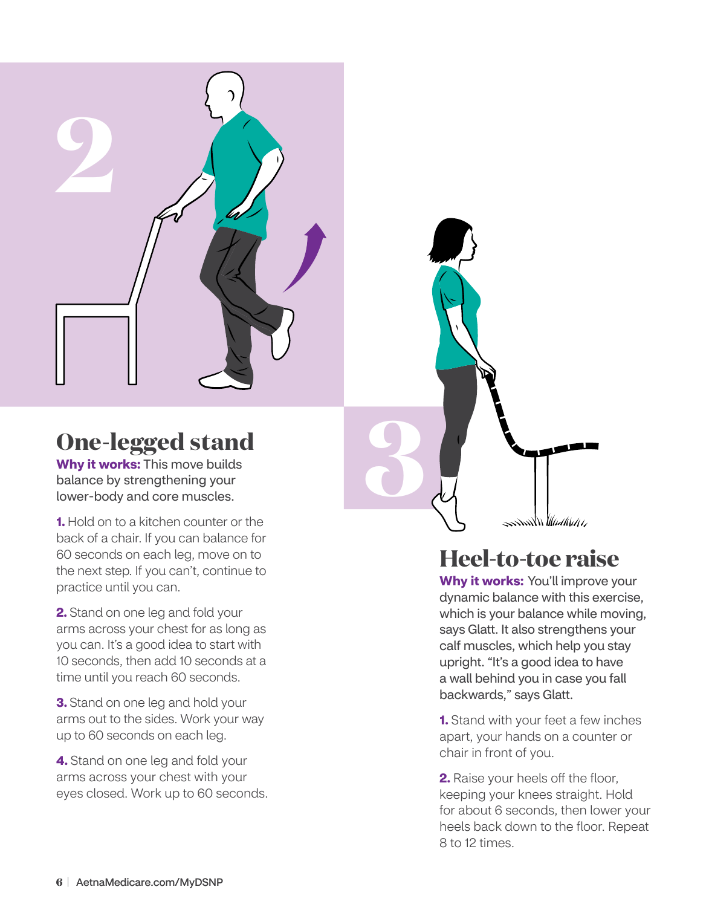## 2

## One-legged stand

**Why it works:** This move builds balance by strengthening your lower-body and core muscles.

**1.** Hold on to a kitchen counter or the back of a chair. If you can balance for 60 seconds on each leg, move on to the next step. If you can't, continue to practice until you can.

**2.** Stand on one leg and fold your arms across your chest for as long as you can. It's a good idea to start with 10 seconds, then add 10 seconds at a time until you reach 60 seconds.

**3.** Stand on one leg and hold your arms out to the sides. Work your way up to 60 seconds on each leg.

**4.** Stand on one leg and fold your arms across your chest with your eyes closed. Work up to 60 seconds.

## 3

## Heel-to-toe raise

**Why it works:** You'll improve your dynamic balance with this exercise, which is your balance while moving, says Glatt. It also strengthens your calf muscles, which help you stay upright. "It's a good idea to have a wall behind you in case you fall backwards," says Glatt.

**1.** Stand with your feet a few inches apart, your hands on a counter or chair in front of you.

**2.** Raise your heels off the floor, keeping your knees straight. Hold for about 6 seconds, then lower your heels back down to the floor. Repeat 8 to 12 times.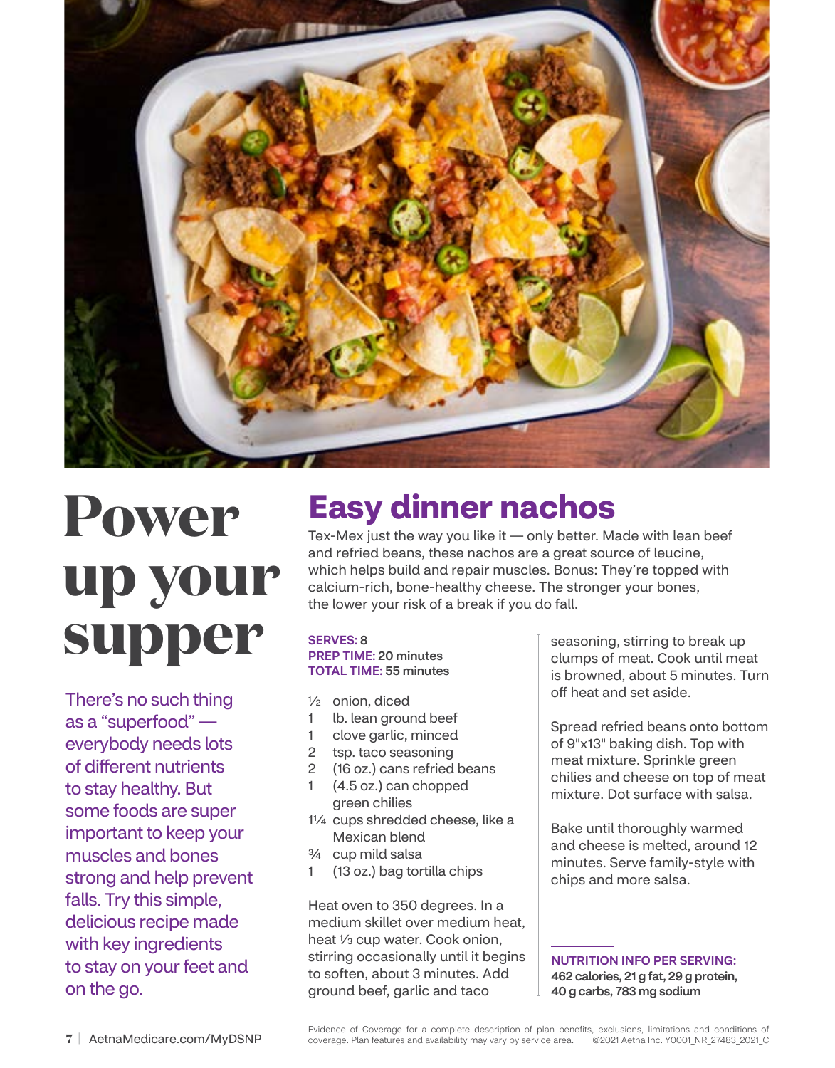# Power up your supper

There's no such thing as a "superfood" — everybody needs lots of different nutrients to stay healthy. But some foods are super important to keep your muscles and bones strong and help prevent falls. Try this simple, delicious recipe made with key ingredients to stay on your feet and on the go.

## Easy dinner nachos

Tex-Mex just the way you like it — only better. Made with lean beef and refried beans, these nachos are a great source of leucine, which helps build and repair muscles. Bonus: They're topped with calcium-rich, bone-healthy cheese. The stronger your bones, the lower your risk of a break if you do fall.

**SERVES:** 8
**PREP TIME:** 20 minutes
**TOTAL TIME:** 55 minutes

- ½ onion, diced
- 1 lb. lean ground beef
- 1 clove garlic, minced
- 2 tsp. taco seasoning
- 2 (16 oz.) cans refried beans
- 1 (4.5 oz.) can chopped green chilies
- 1¼ cups shredded cheese, like a Mexican blend
- ¾ cup mild salsa
- 1 (13 oz.) bag tortilla chips

Heat oven to 350 degrees. In a medium skillet over medium heat, heat ⅓ cup water. Cook onion, stirring occasionally until it begins to soften, about 3 minutes. Add ground beef, garlic and taco seasoning, stirring to break up clumps of meat. Cook until meat is browned, about 5 minutes. Turn off heat and set aside.

Spread refried beans onto bottom of 9"x13" baking dish. Top with meat mixture. Sprinkle green chilies and cheese on top of meat mixture. Dot surface with salsa.

Bake until thoroughly warmed and cheese is melted, around 12 minutes. Serve family-style with chips and more salsa.

**NUTRITION INFO PER SERVING:**
**462 calories, 21 g fat, 29 g protein, 40 g carbs, 783 mg sodium**

AetnaMedicare.com/MyDSNP

Evidence of Coverage for a complete description of plan benefits, exclusions, limitations and conditions of coverage. Plan features and availability may vary by service area. ©2021 Aetna Inc. Y0001_NR_27483_2021_C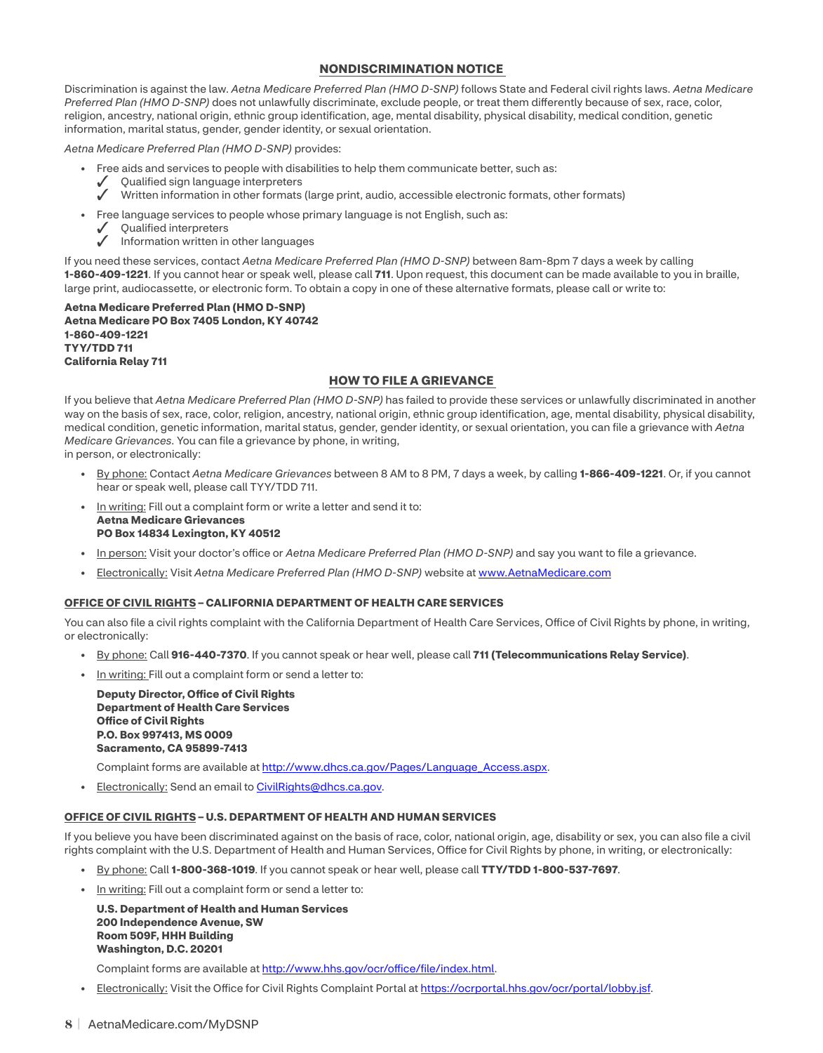## NONDISCRIMINATION NOTICE

Discrimination is against the law. *Aetna Medicare Preferred Plan (HMO D-SNP)* follows State and Federal civil rights laws. *Aetna Medicare Preferred Plan (HMO D-SNP)* does not unlawfully discriminate, exclude people, or treat them differently because of sex, race, color, religion, ancestry, national origin, ethnic group identification, age, mental disability, physical disability, medical condition, genetic information, marital status, gender, gender identity, or sexual orientation.

*Aetna Medicare Preferred Plan (HMO D-SNP)* provides:

- Free aids and services to people with disabilities to help them communicate better, such as:
  - ✓ Qualified sign language interpreters
  - ✓ Written information in other formats (large print, audio, accessible electronic formats, other formats)
- Free language services to people whose primary language is not English, such as:
  - ✓ Qualified interpreters
  - ✓ Information written in other languages

If you need these services, contact *Aetna Medicare Preferred Plan (HMO D-SNP)* between 8am-8pm 7 days a week by calling **1-860-409-1221**. If you cannot hear or speak well, please call **711**. Upon request, this document can be made available to you in braille, large print, audiocassette, or electronic form. To obtain a copy in one of these alternative formats, please call or write to:

**Aetna Medicare Preferred Plan (HMO D-SNP)**
**Aetna Medicare PO Box 7405 London, KY 40742**
**1-860-409-1221**
**TYY/TDD 711**
**California Relay 711**

## HOW TO FILE A GRIEVANCE

If you believe that *Aetna Medicare Preferred Plan (HMO D-SNP)* has failed to provide these services or unlawfully discriminated in another way on the basis of sex, race, color, religion, ancestry, national origin, ethnic group identification, age, mental disability, physical disability, medical condition, genetic information, marital status, gender, gender identity, or sexual orientation, you can file a grievance with *Aetna Medicare Grievances*. You can file a grievance by phone, in writing,
in person, or electronically:

- By phone: Contact *Aetna Medicare Grievances* between 8 AM to 8 PM, 7 days a week, by calling **1-866-409-1221**. Or, if you cannot hear or speak well, please call TYY/TDD 711.
- In writing: Fill out a complaint form or write a letter and send it to:
  **Aetna Medicare Grievances**
  **PO Box 14834 Lexington, KY 40512**
- In person: Visit your doctor's office or *Aetna Medicare Preferred Plan (HMO D-SNP)* and say you want to file a grievance.
- Electronically: Visit *Aetna Medicare Preferred Plan (HMO D-SNP)* website at www.AetnaMedicare.com

### OFFICE OF CIVIL RIGHTS – CALIFORNIA DEPARTMENT OF HEALTH CARE SERVICES

You can also file a civil rights complaint with the California Department of Health Care Services, Office of Civil Rights by phone, in writing, or electronically:

- By phone: Call **916-440-7370**. If you cannot speak or hear well, please call **711 (Telecommunications Relay Service)**.
- In writing: Fill out a complaint form or send a letter to:

  **Deputy Director, Office of Civil Rights**
  **Department of Health Care Services**
  **Office of Civil Rights**
  **P.O. Box 997413, MS 0009**
  **Sacramento, CA 95899-7413**

  Complaint forms are available at http://www.dhcs.ca.gov/Pages/Language_Access.aspx.
- Electronically: Send an email to CivilRights@dhcs.ca.gov.

### OFFICE OF CIVIL RIGHTS – U.S. DEPARTMENT OF HEALTH AND HUMAN SERVICES

If you believe you have been discriminated against on the basis of race, color, national origin, age, disability or sex, you can also file a civil rights complaint with the U.S. Department of Health and Human Services, Office for Civil Rights by phone, in writing, or electronically:

- By phone: Call **1-800-368-1019**. If you cannot speak or hear well, please call **TTY/TDD 1-800-537-7697**.
- In writing: Fill out a complaint form or send a letter to:

  **U.S. Department of Health and Human Services**
  **200 Independence Avenue, SW**
  **Room 509F, HHH Building**
  **Washington, D.C. 20201**

  Complaint forms are available at http://www.hhs.gov/ocr/office/file/index.html.
- Electronically: Visit the Office for Civil Rights Complaint Portal at https://ocrportal.hhs.gov/ocr/portal/lobby.jsf.